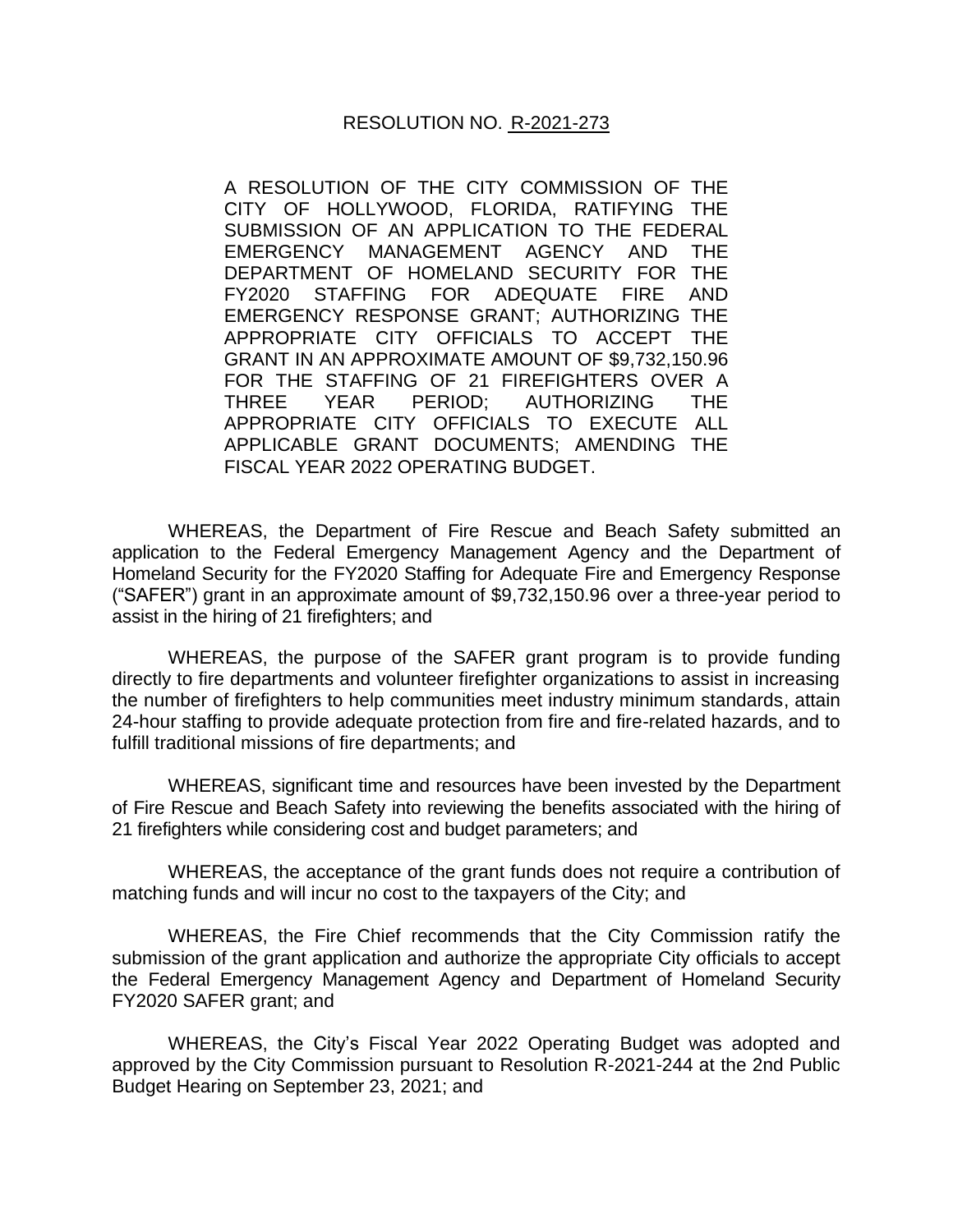# RESOLUTION NO. R-2021-273

A RESOLUTION OF THE CITY COMMISSION OF THE CITY OF HOLLYWOOD, FLORIDA, RATIFYING THE SUBMISSION OF AN APPLICATION TO THE FEDERAL EMERGENCY MANAGEMENT AGENCY AND THE DEPARTMENT OF HOMELAND SECURITY FOR THE FY2020 STAFFING FOR ADEQUATE FIRE AND EMERGENCY RESPONSE GRANT; AUTHORIZING THE APPROPRIATE CITY OFFICIALS TO ACCEPT THE GRANT IN AN APPROXIMATE AMOUNT OF $9,732,150.96 FOR THE STAFFING OF 21 FIREFIGHTERS OVER A THREE YEAR PERIOD; AUTHORIZING THE APPROPRIATE CITY OFFICIALS TO EXECUTE ALL APPLICABLE GRANT DOCUMENTS; AMENDING THE FISCAL YEAR 2022 OPERATING BUDGET.

WHEREAS, the Department of Fire Rescue and Beach Safety submitted an application to the Federal Emergency Management Agency and the Department of Homeland Security for the FY2020 Staffing for Adequate Fire and Emergency Response ("SAFER") grant in an approximate amount of $9,732,150.96 over a three-year period to assist in the hiring of 21 firefighters; and

WHEREAS, the purpose of the SAFER grant program is to provide funding directly to fire departments and volunteer firefighter organizations to assist in increasing the number of firefighters to help communities meet industry minimum standards, attain 24-hour staffing to provide adequate protection from fire and fire-related hazards, and to fulfill traditional missions of fire departments; and

WHEREAS, significant time and resources have been invested by the Department of Fire Rescue and Beach Safety into reviewing the benefits associated with the hiring of 21 firefighters while considering cost and budget parameters; and

WHEREAS, the acceptance of the grant funds does not require a contribution of matching funds and will incur no cost to the taxpayers of the City; and

WHEREAS, the Fire Chief recommends that the City Commission ratify the submission of the grant application and authorize the appropriate City officials to accept the Federal Emergency Management Agency and Department of Homeland Security FY2020 SAFER grant; and

WHEREAS, the City's Fiscal Year 2022 Operating Budget was adopted and approved by the City Commission pursuant to Resolution R-2021-244 at the 2nd Public Budget Hearing on September 23, 2021; and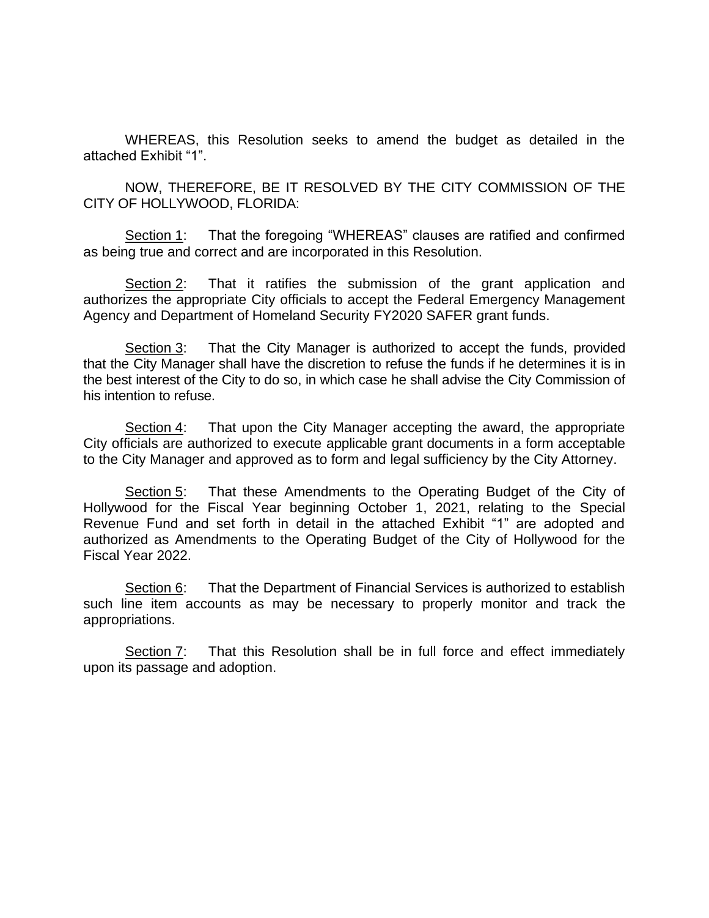WHEREAS, this Resolution seeks to amend the budget as detailed in the attached Exhibit "1".

NOW, THEREFORE, BE IT RESOLVED BY THE CITY COMMISSION OF THE CITY OF HOLLYWOOD, FLORIDA:

Section 1: That the foregoing "WHEREAS" clauses are ratified and confirmed as being true and correct and are incorporated in this Resolution.

Section 2: That it ratifies the submission of the grant application and authorizes the appropriate City officials to accept the Federal Emergency Management Agency and Department of Homeland Security FY2020 SAFER grant funds.

Section 3: That the City Manager is authorized to accept the funds, provided that the City Manager shall have the discretion to refuse the funds if he determines it is in the best interest of the City to do so, in which case he shall advise the City Commission of his intention to refuse.

Section 4: That upon the City Manager accepting the award, the appropriate City officials are authorized to execute applicable grant documents in a form acceptable to the City Manager and approved as to form and legal sufficiency by the City Attorney.

Section 5: That these Amendments to the Operating Budget of the City of Hollywood for the Fiscal Year beginning October 1, 2021, relating to the Special Revenue Fund and set forth in detail in the attached Exhibit "1" are adopted and authorized as Amendments to the Operating Budget of the City of Hollywood for the Fiscal Year 2022.

Section 6: That the Department of Financial Services is authorized to establish such line item accounts as may be necessary to properly monitor and track the appropriations.

Section 7: That this Resolution shall be in full force and effect immediately upon its passage and adoption.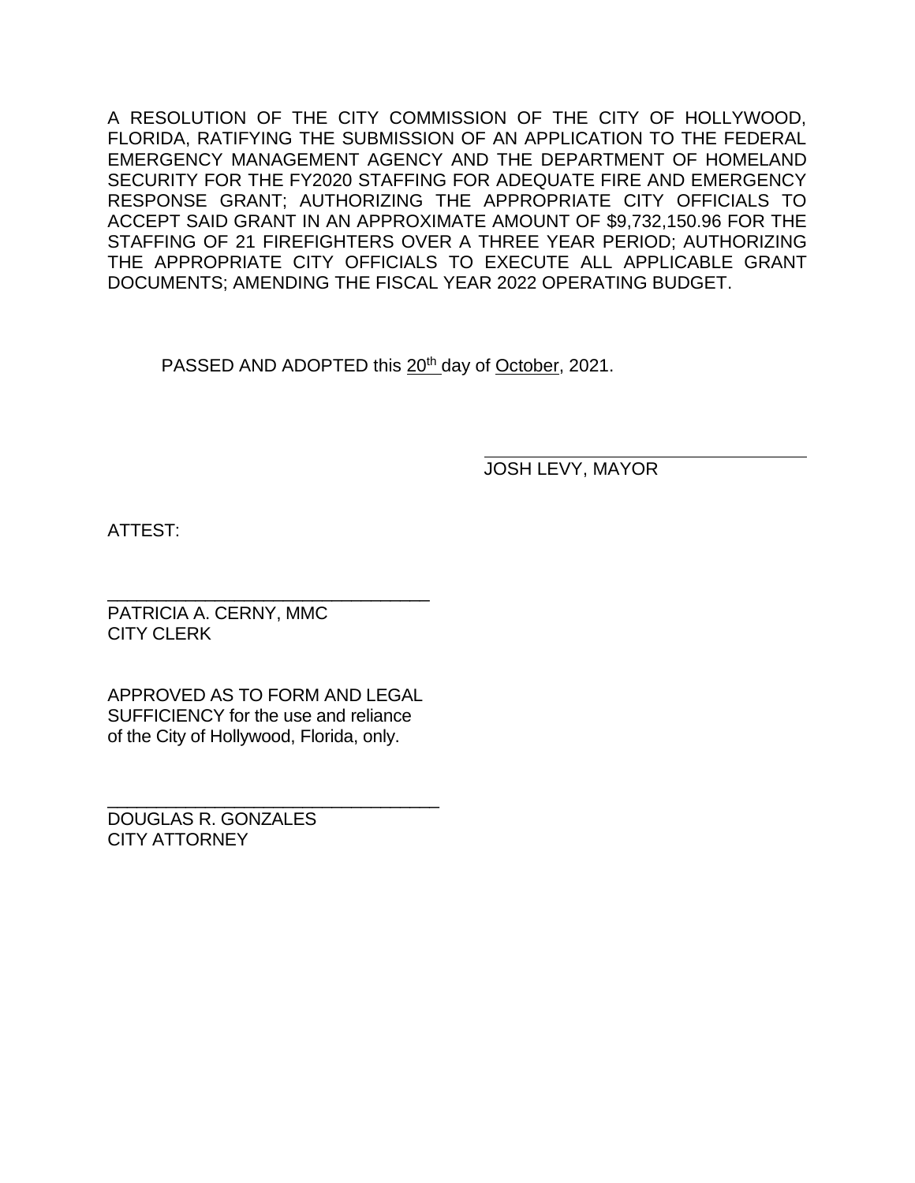A RESOLUTION OF THE CITY COMMISSION OF THE CITY OF HOLLYWOOD, FLORIDA, RATIFYING THE SUBMISSION OF AN APPLICATION TO THE FEDERAL EMERGENCY MANAGEMENT AGENCY AND THE DEPARTMENT OF HOMELAND SECURITY FOR THE FY2020 STAFFING FOR ADEQUATE FIRE AND EMERGENCY RESPONSE GRANT; AUTHORIZING THE APPROPRIATE CITY OFFICIALS TO ACCEPT SAID GRANT IN AN APPROXIMATE AMOUNT OF $9,732,150.96 FOR THE STAFFING OF 21 FIREFIGHTERS OVER A THREE YEAR PERIOD; AUTHORIZING THE APPROPRIATE CITY OFFICIALS TO EXECUTE ALL APPLICABLE GRANT DOCUMENTS; AMENDING THE FISCAL YEAR 2022 OPERATING BUDGET.

PASSED AND ADOPTED this 20th day of October, 2021.

_________________________________
JOSH LEVY, MAYOR

ATTEST:

_________________________________
PATRICIA A. CERNY, MMC
CITY CLERK

APPROVED AS TO FORM AND LEGAL SUFFICIENCY for the use and reliance of the City of Hollywood, Florida, only.

_________________________________
DOUGLAS R. GONZALES
CITY ATTORNEY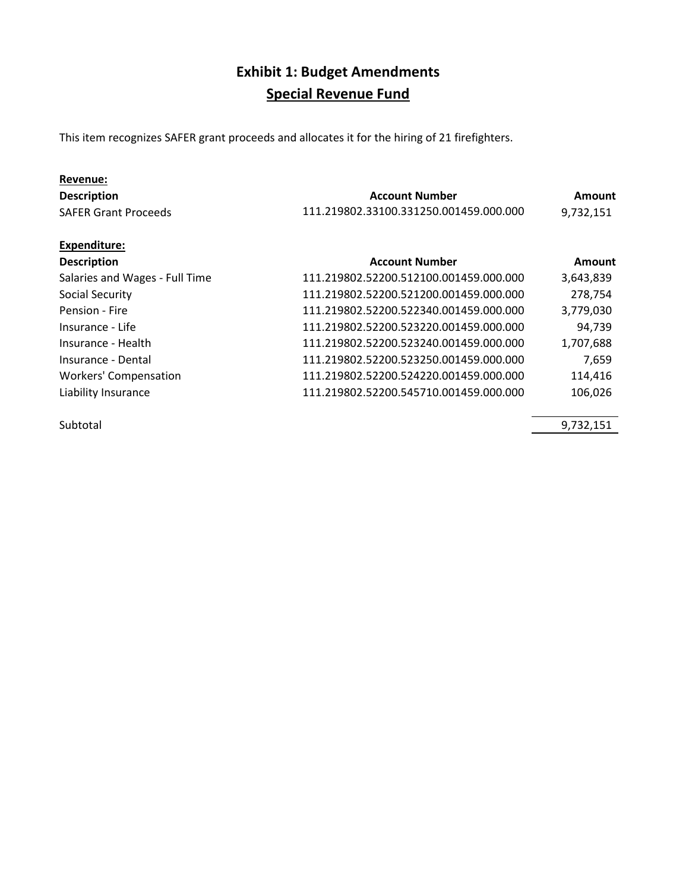# Exhibit 1: Budget Amendments

## Special Revenue Fund

This item recognizes SAFER grant proceeds and allocates it for the hiring of 21 firefighters.

**Revenue:**

| Description | Account Number | Amount |
|---|---|---|
| SAFER Grant Proceeds | 111.219802.33100.331250.001459.000.000 | 9,732,151 |

**Expenditure:**

| Description | Account Number | Amount |
|---|---|---|
| Salaries and Wages - Full Time | 111.219802.52200.512100.001459.000.000 | 3,643,839 |
| Social Security | 111.219802.52200.521200.001459.000.000 | 278,754 |
| Pension - Fire | 111.219802.52200.522340.001459.000.000 | 3,779,030 |
| Insurance - Life | 111.219802.52200.523220.001459.000.000 | 94,739 |
| Insurance - Health | 111.219802.52200.523240.001459.000.000 | 1,707,688 |
| Insurance - Dental | 111.219802.52200.523250.001459.000.000 | 7,659 |
| Workers' Compensation | 111.219802.52200.524220.001459.000.000 | 114,416 |
| Liability Insurance | 111.219802.52200.545710.001459.000.000 | 106,026 |
| Subtotal | | 9,732,151 |